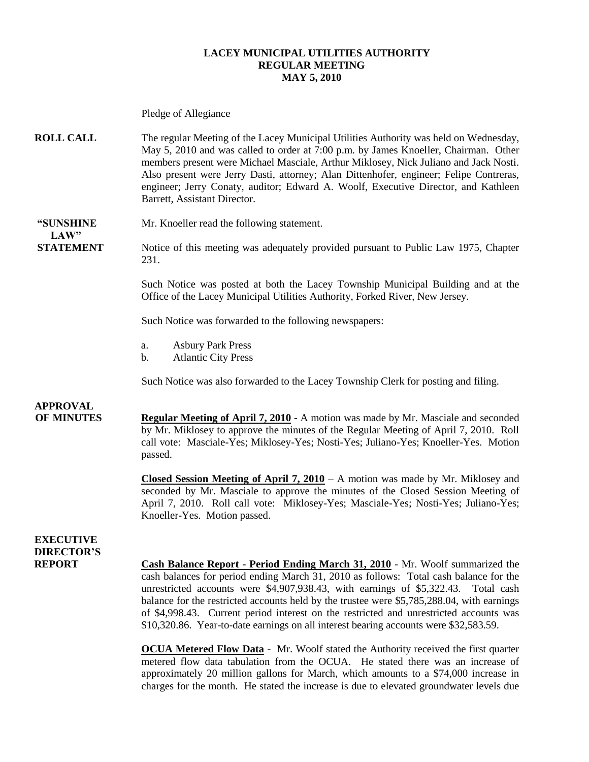# LACEY MUNICIPAL UTILITIES AUTHORITY
## REGULAR MEETING
## MAY 5, 2010

Pledge of Allegiance

**ROLL CALL** The regular Meeting of the Lacey Municipal Utilities Authority was held on Wednesday, May 5, 2010 and was called to order at 7:00 p.m. by James Knoeller, Chairman. Other members present were Michael Masciale, Arthur Miklosey, Nick Juliano and Jack Nosti. Also present were Jerry Dasti, attorney; Alan Dittenhofer, engineer; Felipe Contreras, engineer; Jerry Conaty, auditor; Edward A. Woolf, Executive Director, and Kathleen Barrett, Assistant Director.

**"SUNSHINE LAW" STATEMENT** Mr. Knoeller read the following statement.

Notice of this meeting was adequately provided pursuant to Public Law 1975, Chapter 231.

Such Notice was posted at both the Lacey Township Municipal Building and at the Office of the Lacey Municipal Utilities Authority, Forked River, New Jersey.

Such Notice was forwarded to the following newspapers:

a. Asbury Park Press
b. Atlantic City Press

Such Notice was also forwarded to the Lacey Township Clerk for posting and filing.

**APPROVAL OF MINUTES** **Regular Meeting of April 7, 2010** - A motion was made by Mr. Masciale and seconded by Mr. Miklosey to approve the minutes of the Regular Meeting of April 7, 2010. Roll call vote: Masciale-Yes; Miklosey-Yes; Nosti-Yes; Juliano-Yes; Knoeller-Yes. Motion passed.

**Closed Session Meeting of April 7, 2010** – A motion was made by Mr. Miklosey and seconded by Mr. Masciale to approve the minutes of the Closed Session Meeting of April 7, 2010. Roll call vote: Miklosey-Yes; Masciale-Yes; Nosti-Yes; Juliano-Yes; Knoeller-Yes. Motion passed.

**EXECUTIVE DIRECTOR'S REPORT** **Cash Balance Report - Period Ending March 31, 2010** - Mr. Woolf summarized the cash balances for period ending March 31, 2010 as follows: Total cash balance for the unrestricted accounts were $4,907,938.43, with earnings of $5,322.43. Total cash balance for the restricted accounts held by the trustee were $5,785,288.04, with earnings of $4,998.43. Current period interest on the restricted and unrestricted accounts was $10,320.86. Year-to-date earnings on all interest bearing accounts were $32,583.59.

**OCUA Metered Flow Data** - Mr. Woolf stated the Authority received the first quarter metered flow data tabulation from the OCUA. He stated there was an increase of approximately 20 million gallons for March, which amounts to a $74,000 increase in charges for the month. He stated the increase is due to elevated groundwater levels due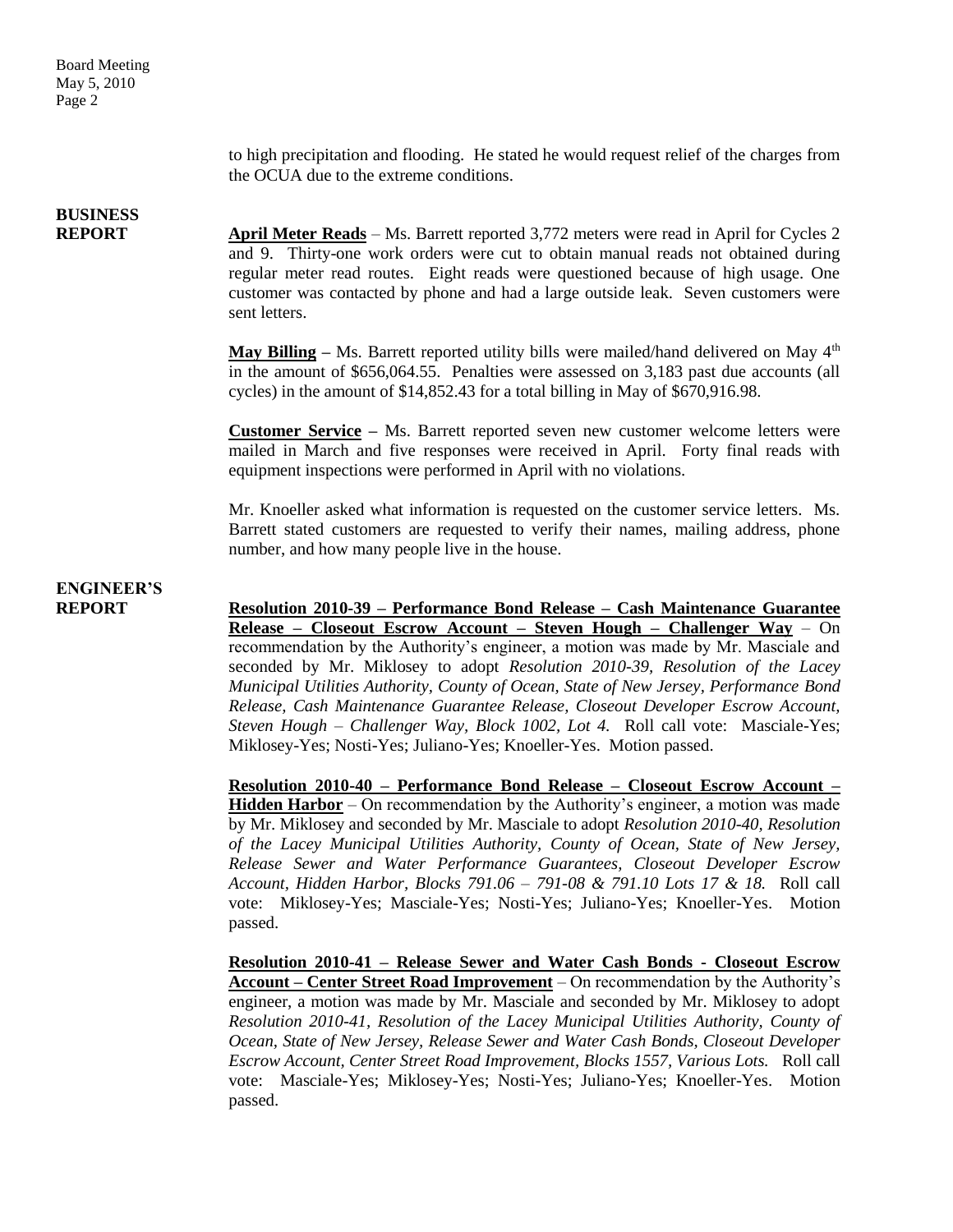to high precipitation and flooding. He stated he would request relief of the charges from the OCUA due to the extreme conditions.

**BUSINESS REPORT**

**April Meter Reads** – Ms. Barrett reported 3,772 meters were read in April for Cycles 2 and 9. Thirty-one work orders were cut to obtain manual reads not obtained during regular meter read routes. Eight reads were questioned because of high usage. One customer was contacted by phone and had a large outside leak. Seven customers were sent letters.

**May Billing** – Ms. Barrett reported utility bills were mailed/hand delivered on May 4th in the amount of $656,064.55. Penalties were assessed on 3,183 past due accounts (all cycles) in the amount of $14,852.43 for a total billing in May of $670,916.98.

**Customer Service** – Ms. Barrett reported seven new customer welcome letters were mailed in March and five responses were received in April. Forty final reads with equipment inspections were performed in April with no violations.

Mr. Knoeller asked what information is requested on the customer service letters. Ms. Barrett stated customers are requested to verify their names, mailing address, phone number, and how many people live in the house.

**ENGINEER'S REPORT**

**Resolution 2010-39 – Performance Bond Release – Cash Maintenance Guarantee Release – Closeout Escrow Account – Steven Hough – Challenger Way** – On recommendation by the Authority's engineer, a motion was made by Mr. Masciale and seconded by Mr. Miklosey to adopt *Resolution 2010-39, Resolution of the Lacey Municipal Utilities Authority, County of Ocean, State of New Jersey, Performance Bond Release, Cash Maintenance Guarantee Release, Closeout Developer Escrow Account, Steven Hough – Challenger Way, Block 1002, Lot 4.* Roll call vote: Masciale-Yes; Miklosey-Yes; Nosti-Yes; Juliano-Yes; Knoeller-Yes. Motion passed.

**Resolution 2010-40 – Performance Bond Release – Closeout Escrow Account – Hidden Harbor** – On recommendation by the Authority's engineer, a motion was made by Mr. Miklosey and seconded by Mr. Masciale to adopt *Resolution 2010-40, Resolution of the Lacey Municipal Utilities Authority, County of Ocean, State of New Jersey, Release Sewer and Water Performance Guarantees, Closeout Developer Escrow Account, Hidden Harbor, Blocks 791.06 – 791-08 & 791.10 Lots 17 & 18.* Roll call vote: Miklosey-Yes; Masciale-Yes; Nosti-Yes; Juliano-Yes; Knoeller-Yes. Motion passed.

**Resolution 2010-41 – Release Sewer and Water Cash Bonds - Closeout Escrow Account – Center Street Road Improvement** – On recommendation by the Authority's engineer, a motion was made by Mr. Masciale and seconded by Mr. Miklosey to adopt *Resolution 2010-41, Resolution of the Lacey Municipal Utilities Authority, County of Ocean, State of New Jersey, Release Sewer and Water Cash Bonds, Closeout Developer Escrow Account, Center Street Road Improvement, Blocks 1557, Various Lots.* Roll call vote: Masciale-Yes; Miklosey-Yes; Nosti-Yes; Juliano-Yes; Knoeller-Yes. Motion passed.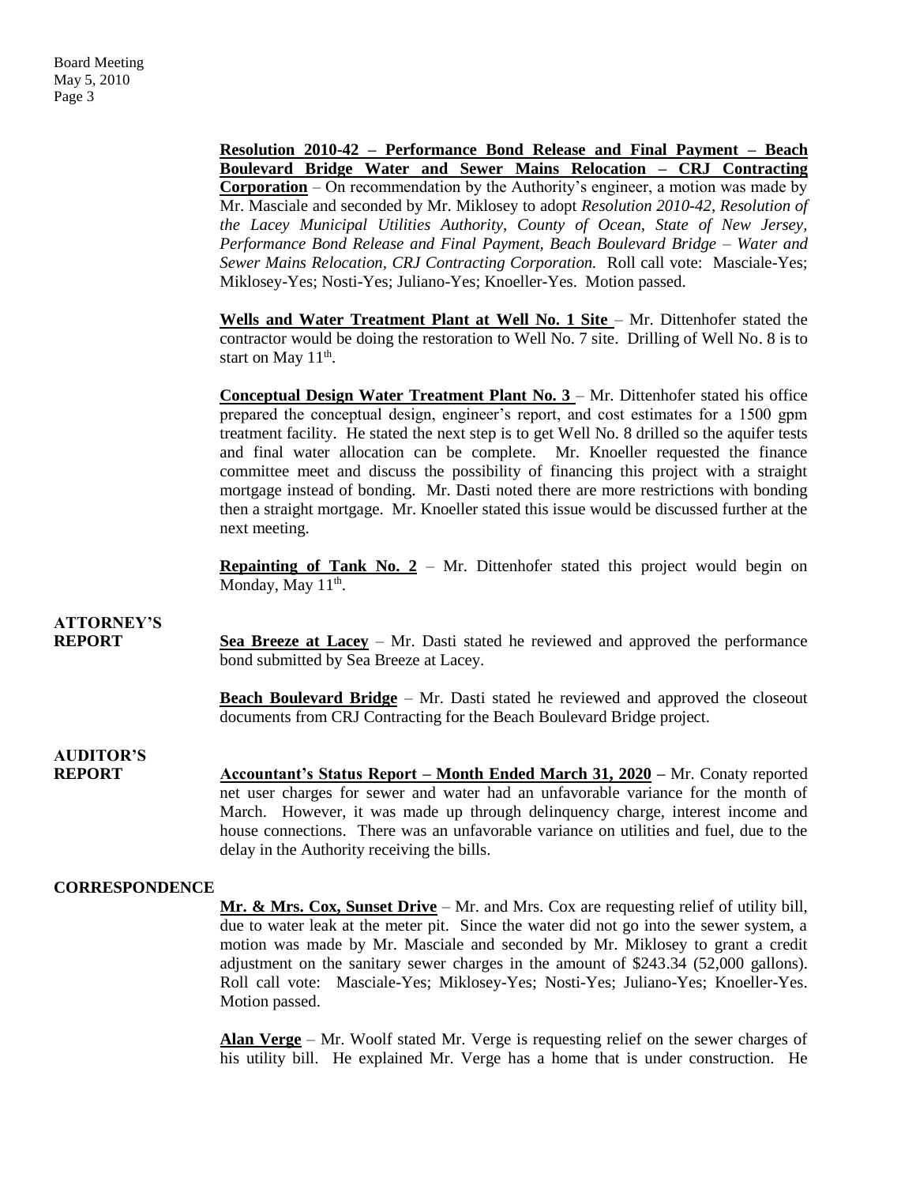**Resolution 2010-42 – Performance Bond Release and Final Payment – Beach Boulevard Bridge Water and Sewer Mains Relocation – CRJ Contracting Corporation** – On recommendation by the Authority's engineer, a motion was made by Mr. Masciale and seconded by Mr. Miklosey to adopt *Resolution 2010-42, Resolution of the Lacey Municipal Utilities Authority, County of Ocean, State of New Jersey, Performance Bond Release and Final Payment, Beach Boulevard Bridge – Water and Sewer Mains Relocation, CRJ Contracting Corporation.* Roll call vote: Masciale-Yes; Miklosey-Yes; Nosti-Yes; Juliano-Yes; Knoeller-Yes. Motion passed.

**Wells and Water Treatment Plant at Well No. 1 Site** – Mr. Dittenhofer stated the contractor would be doing the restoration to Well No. 7 site. Drilling of Well No. 8 is to start on May 11th.

**Conceptual Design Water Treatment Plant No. 3** – Mr. Dittenhofer stated his office prepared the conceptual design, engineer's report, and cost estimates for a 1500 gpm treatment facility. He stated the next step is to get Well No. 8 drilled so the aquifer tests and final water allocation can be complete. Mr. Knoeller requested the finance committee meet and discuss the possibility of financing this project with a straight mortgage instead of bonding. Mr. Dasti noted there are more restrictions with bonding then a straight mortgage. Mr. Knoeller stated this issue would be discussed further at the next meeting.

**Repainting of Tank No. 2** – Mr. Dittenhofer stated this project would begin on Monday, May 11th.

**ATTORNEY'S REPORT**

**Sea Breeze at Lacey** – Mr. Dasti stated he reviewed and approved the performance bond submitted by Sea Breeze at Lacey.

**Beach Boulevard Bridge** – Mr. Dasti stated he reviewed and approved the closeout documents from CRJ Contracting for the Beach Boulevard Bridge project.

**AUDITOR'S REPORT**

**Accountant's Status Report – Month Ended March 31, 2020 –** Mr. Conaty reported net user charges for sewer and water had an unfavorable variance for the month of March. However, it was made up through delinquency charge, interest income and house connections. There was an unfavorable variance on utilities and fuel, due to the delay in the Authority receiving the bills.

**CORRESPONDENCE**

**Mr. & Mrs. Cox, Sunset Drive** – Mr. and Mrs. Cox are requesting relief of utility bill, due to water leak at the meter pit. Since the water did not go into the sewer system, a motion was made by Mr. Masciale and seconded by Mr. Miklosey to grant a credit adjustment on the sanitary sewer charges in the amount of $243.34 (52,000 gallons). Roll call vote: Masciale-Yes; Miklosey-Yes; Nosti-Yes; Juliano-Yes; Knoeller-Yes. Motion passed.

**Alan Verge** – Mr. Woolf stated Mr. Verge is requesting relief on the sewer charges of his utility bill. He explained Mr. Verge has a home that is under construction. He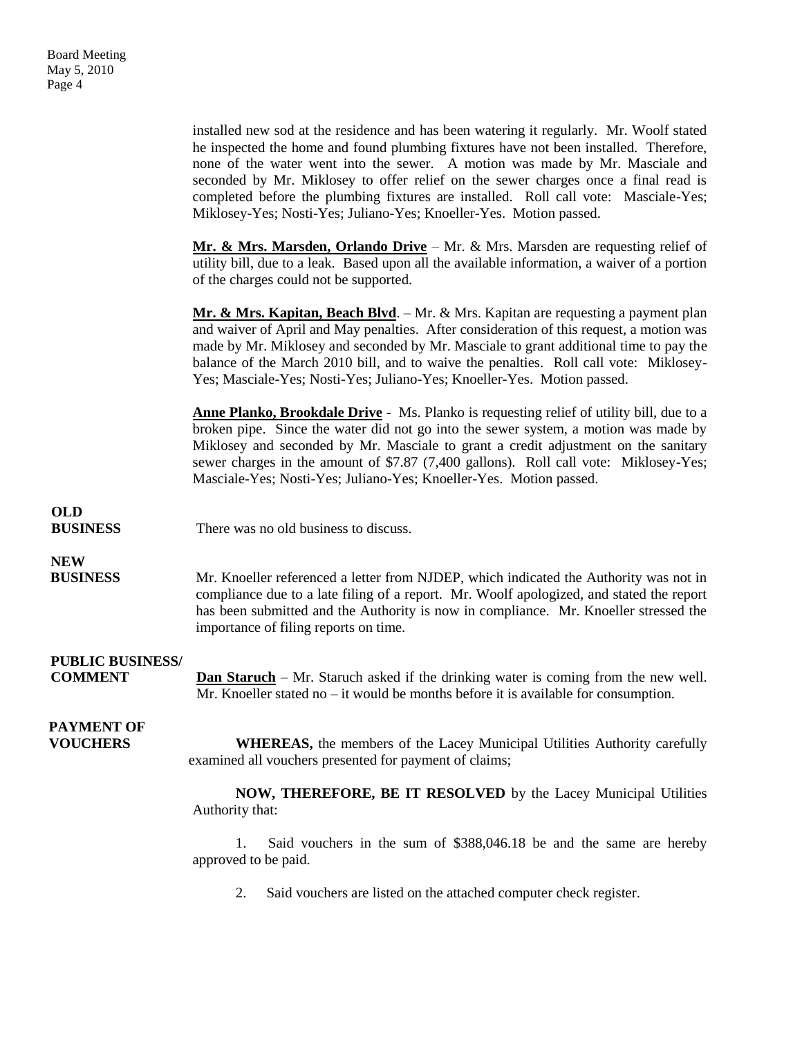installed new sod at the residence and has been watering it regularly. Mr. Woolf stated he inspected the home and found plumbing fixtures have not been installed. Therefore, none of the water went into the sewer. A motion was made by Mr. Masciale and seconded by Mr. Miklosey to offer relief on the sewer charges once a final read is completed before the plumbing fixtures are installed. Roll call vote: Masciale-Yes; Miklosey-Yes; Nosti-Yes; Juliano-Yes; Knoeller-Yes. Motion passed.

**Mr. & Mrs. Marsden, Orlando Drive** – Mr. & Mrs. Marsden are requesting relief of utility bill, due to a leak. Based upon all the available information, a waiver of a portion of the charges could not be supported.

**Mr. & Mrs. Kapitan, Beach Blvd**. – Mr. & Mrs. Kapitan are requesting a payment plan and waiver of April and May penalties. After consideration of this request, a motion was made by Mr. Miklosey and seconded by Mr. Masciale to grant additional time to pay the balance of the March 2010 bill, and to waive the penalties. Roll call vote: Miklosey-Yes; Masciale-Yes; Nosti-Yes; Juliano-Yes; Knoeller-Yes. Motion passed.

**Anne Planko, Brookdale Drive** - Ms. Planko is requesting relief of utility bill, due to a broken pipe. Since the water did not go into the sewer system, a motion was made by Miklosey and seconded by Mr. Masciale to grant a credit adjustment on the sanitary sewer charges in the amount of $7.87 (7,400 gallons). Roll call vote: Miklosey-Yes; Masciale-Yes; Nosti-Yes; Juliano-Yes; Knoeller-Yes. Motion passed.

**OLD BUSINESS**

There was no old business to discuss.

**NEW BUSINESS**

Mr. Knoeller referenced a letter from NJDEP, which indicated the Authority was not in compliance due to a late filing of a report. Mr. Woolf apologized, and stated the report has been submitted and the Authority is now in compliance. Mr. Knoeller stressed the importance of filing reports on time.

**PUBLIC BUSINESS/ COMMENT**

**Dan Staruch** – Mr. Staruch asked if the drinking water is coming from the new well. Mr. Knoeller stated no – it would be months before it is available for consumption.

**PAYMENT OF VOUCHERS**

**WHEREAS,** the members of the Lacey Municipal Utilities Authority carefully examined all vouchers presented for payment of claims;

**NOW, THEREFORE, BE IT RESOLVED** by the Lacey Municipal Utilities Authority that:

1. Said vouchers in the sum of $388,046.18 be and the same are hereby approved to be paid.

2. Said vouchers are listed on the attached computer check register.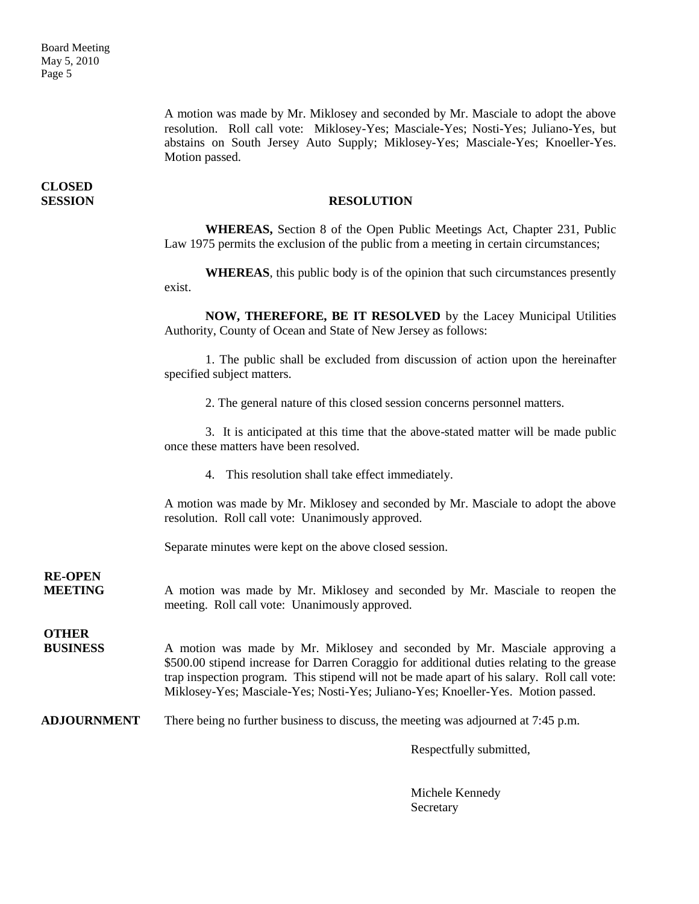A motion was made by Mr. Miklosey and seconded by Mr. Masciale to adopt the above resolution. Roll call vote: Miklosey-Yes; Masciale-Yes; Nosti-Yes; Juliano-Yes, but abstains on South Jersey Auto Supply; Miklosey-Yes; Masciale-Yes; Knoeller-Yes. Motion passed.

**CLOSED SESSION**

**RESOLUTION**

**WHEREAS,** Section 8 of the Open Public Meetings Act, Chapter 231, Public Law 1975 permits the exclusion of the public from a meeting in certain circumstances;

**WHEREAS**, this public body is of the opinion that such circumstances presently exist.

**NOW, THEREFORE, BE IT RESOLVED** by the Lacey Municipal Utilities Authority, County of Ocean and State of New Jersey as follows:

1. The public shall be excluded from discussion of action upon the hereinafter specified subject matters.

2. The general nature of this closed session concerns personnel matters.

3. It is anticipated at this time that the above-stated matter will be made public once these matters have been resolved.

4. This resolution shall take effect immediately.

A motion was made by Mr. Miklosey and seconded by Mr. Masciale to adopt the above resolution. Roll call vote: Unanimously approved.

Separate minutes were kept on the above closed session.

**RE-OPEN MEETING**

A motion was made by Mr. Miklosey and seconded by Mr. Masciale to reopen the meeting. Roll call vote: Unanimously approved.

**OTHER BUSINESS**

A motion was made by Mr. Miklosey and seconded by Mr. Masciale approving a $500.00 stipend increase for Darren Coraggio for additional duties relating to the grease trap inspection program. This stipend will not be made apart of his salary. Roll call vote: Miklosey-Yes; Masciale-Yes; Nosti-Yes; Juliano-Yes; Knoeller-Yes. Motion passed.

**ADJOURNMENT**

There being no further business to discuss, the meeting was adjourned at 7:45 p.m.

Respectfully submitted,

Michele Kennedy
Secretary